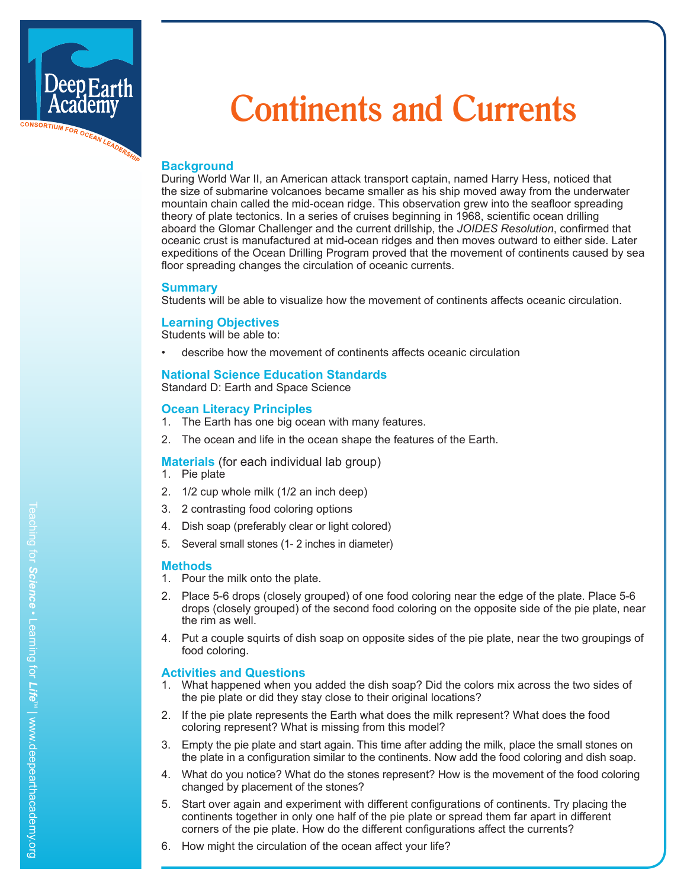Deep Earth Academy

CONSORTIUM FOR OCEAN LEADERSHIP

# Continents and Currents

## Background

During World War II, an American attack transport captain, named Harry Hess, noticed that the size of submarine volcanoes became smaller as his ship moved away from the underwater mountain chain called the mid-ocean ridge. This observation grew into the seafloor spreading theory of plate tectonics. In a series of cruises beginning in 1968, scientific ocean drilling aboard the Glomar Challenger and the current drillship, the *JOIDES Resolution*, confirmed that oceanic crust is manufactured at mid-ocean ridges and then moves outward to either side. Later expeditions of the Ocean Drilling Program proved that the movement of continents caused by sea floor spreading changes the circulation of oceanic currents.

## Summary

Students will be able to visualize how the movement of continents affects oceanic circulation.

## Learning Objectives

Students will be able to:

- describe how the movement of continents affects oceanic circulation

## National Science Education Standards

Standard D: Earth and Space Science

## Ocean Literacy Principles

1. The Earth has one big ocean with many features.
2. The ocean and life in the ocean shape the features of the Earth.

## Materials (for each individual lab group)

1. Pie plate
2. 1/2 cup whole milk (1/2 an inch deep)
3. 2 contrasting food coloring options
4. Dish soap (preferably clear or light colored)
5. Several small stones (1- 2 inches in diameter)

## Methods

1. Pour the milk onto the plate.
2. Place 5-6 drops (closely grouped) of one food coloring near the edge of the plate. Place 5-6 drops (closely grouped) of the second food coloring on the opposite side of the pie plate, near the rim as well.
4. Put a couple squirts of dish soap on opposite sides of the pie plate, near the two groupings of food coloring.

## Activities and Questions

1. What happened when you added the dish soap? Did the colors mix across the two sides of the pie plate or did they stay close to their original locations?
2. If the pie plate represents the Earth what does the milk represent? What does the food coloring represent? What is missing from this model?
3. Empty the pie plate and start again. This time after adding the milk, place the small stones on the plate in a configuration similar to the continents. Now add the food coloring and dish soap.
4. What do you notice? What do the stones represent? How is the movement of the food coloring changed by placement of the stones?
5. Start over again and experiment with different configurations of continents. Try placing the continents together in only one half of the pie plate or spread them far apart in different corners of the pie plate. How do the different configurations affect the currents?
6. How might the circulation of the ocean affect your life?

Teaching for *Science* • Learning for *Life*™ | www.deepearthacademy.org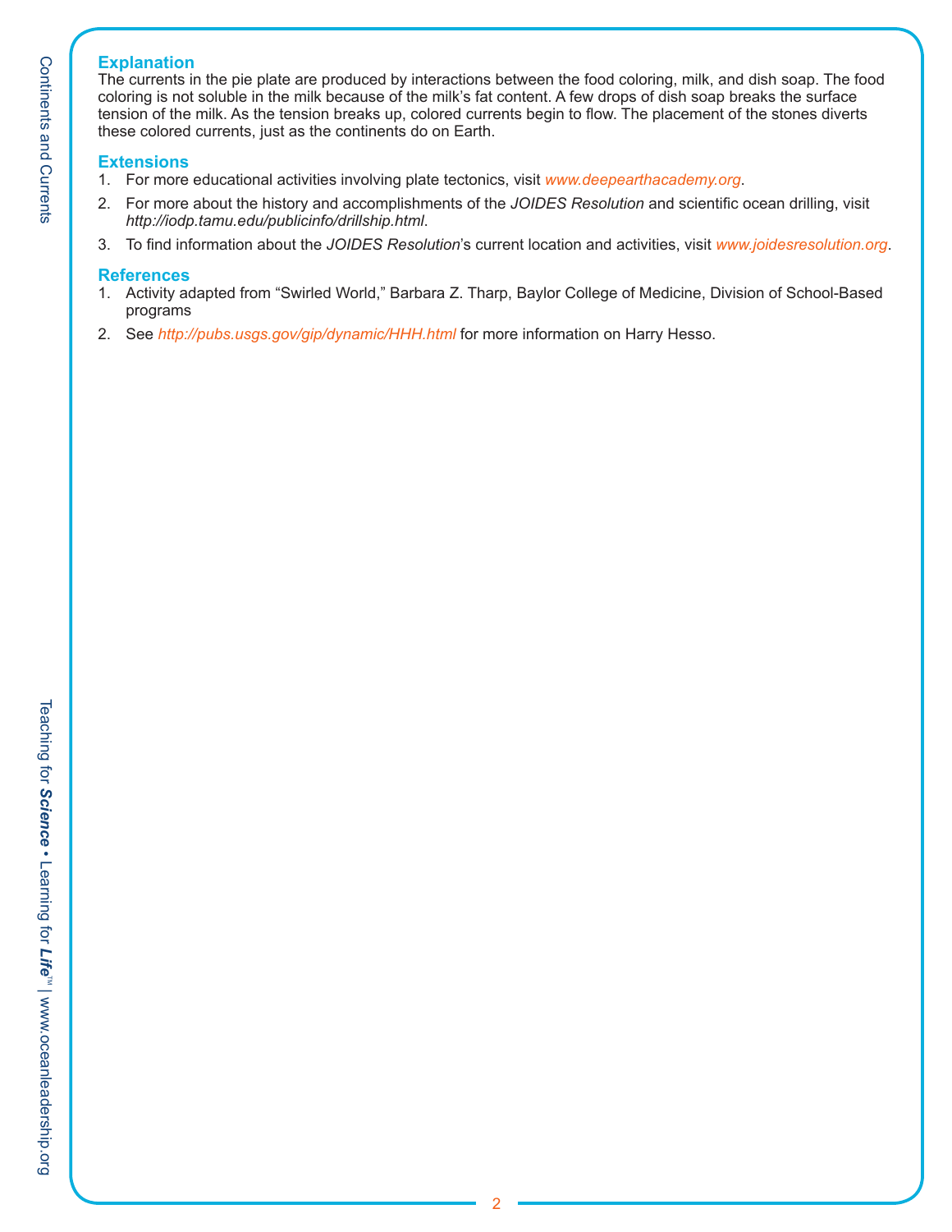## Explanation

The currents in the pie plate are produced by interactions between the food coloring, milk, and dish soap. The food coloring is not soluble in the milk because of the milk's fat content. A few drops of dish soap breaks the surface tension of the milk. As the tension breaks up, colored currents begin to flow. The placement of the stones diverts these colored currents, just as the continents do on Earth.

## Extensions

1. For more educational activities involving plate tectonics, visit *www.deepearthacademy.org*.
2. For more about the history and accomplishments of the *JOIDES Resolution* and scientific ocean drilling, visit *http://iodp.tamu.edu/publicinfo/drillship.html*.
3. To find information about the *JOIDES Resolution*'s current location and activities, visit *www.joidesresolution.org*.

## References

1. Activity adapted from "Swirled World," Barbara Z. Tharp, Baylor College of Medicine, Division of School-Based programs
2. See *http://pubs.usgs.gov/gip/dynamic/HHH.html* for more information on Harry Hesso.